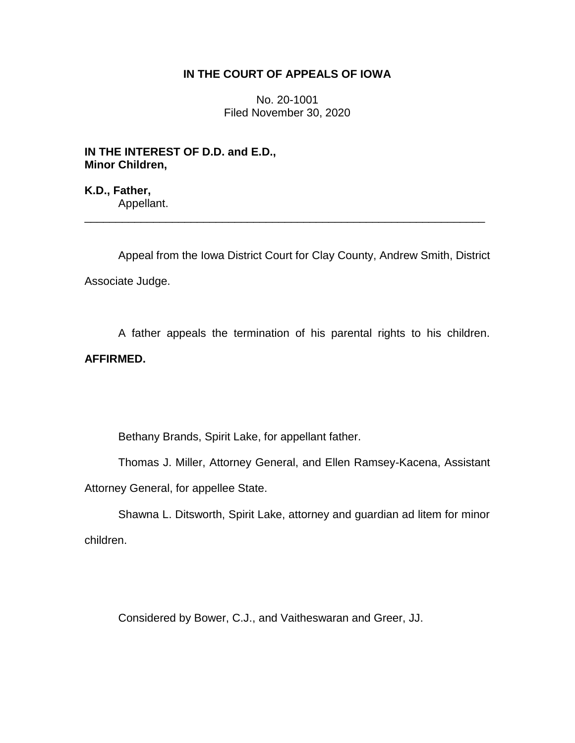# IN THE COURT OF APPEALS OF IOWA

No. 20-1001
Filed November 30, 2020

**IN THE INTEREST OF D.D. and E.D., Minor Children,**

**K.D., Father,**
Appellant.

---

Appeal from the Iowa District Court for Clay County, Andrew Smith, District Associate Judge.

A father appeals the termination of his parental rights to his children. **AFFIRMED.**

Bethany Brands, Spirit Lake, for appellant father.

Thomas J. Miller, Attorney General, and Ellen Ramsey-Kacena, Assistant Attorney General, for appellee State.

Shawna L. Ditsworth, Spirit Lake, attorney and guardian ad litem for minor children.

Considered by Bower, C.J., and Vaitheswaran and Greer, JJ.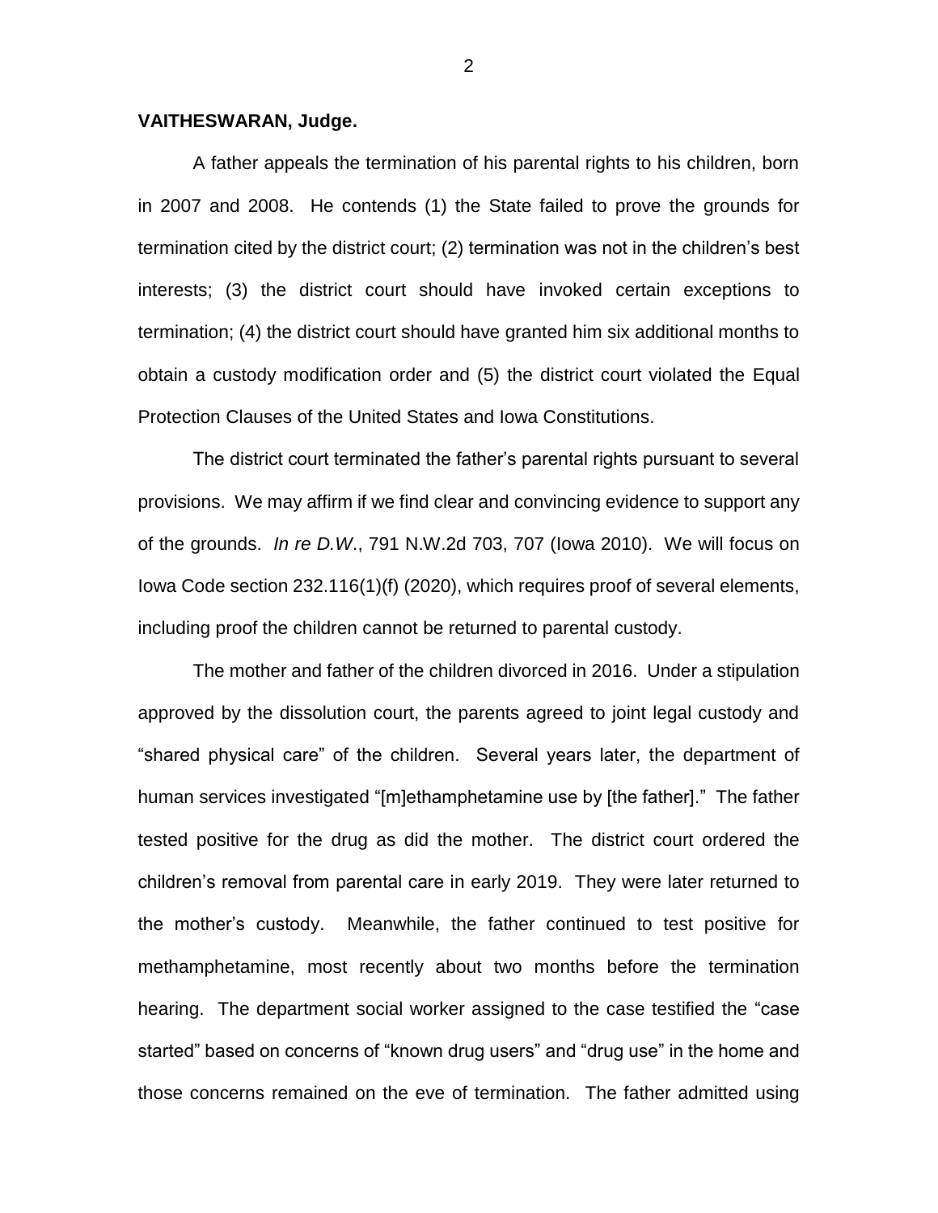**VAITHESWARAN, Judge.**

A father appeals the termination of his parental rights to his children, born in 2007 and 2008. He contends (1) the State failed to prove the grounds for termination cited by the district court; (2) termination was not in the children's best interests; (3) the district court should have invoked certain exceptions to termination; (4) the district court should have granted him six additional months to obtain a custody modification order and (5) the district court violated the Equal Protection Clauses of the United States and Iowa Constitutions.

The district court terminated the father's parental rights pursuant to several provisions. We may affirm if we find clear and convincing evidence to support any of the grounds. *In re D.W*., 791 N.W.2d 703, 707 (Iowa 2010). We will focus on Iowa Code section 232.116(1)(f) (2020), which requires proof of several elements, including proof the children cannot be returned to parental custody.

The mother and father of the children divorced in 2016. Under a stipulation approved by the dissolution court, the parents agreed to joint legal custody and "shared physical care" of the children. Several years later, the department of human services investigated "[m]ethamphetamine use by [the father]." The father tested positive for the drug as did the mother. The district court ordered the children's removal from parental care in early 2019. They were later returned to the mother's custody. Meanwhile, the father continued to test positive for methamphetamine, most recently about two months before the termination hearing. The department social worker assigned to the case testified the "case started" based on concerns of "known drug users" and "drug use" in the home and those concerns remained on the eve of termination. The father admitted using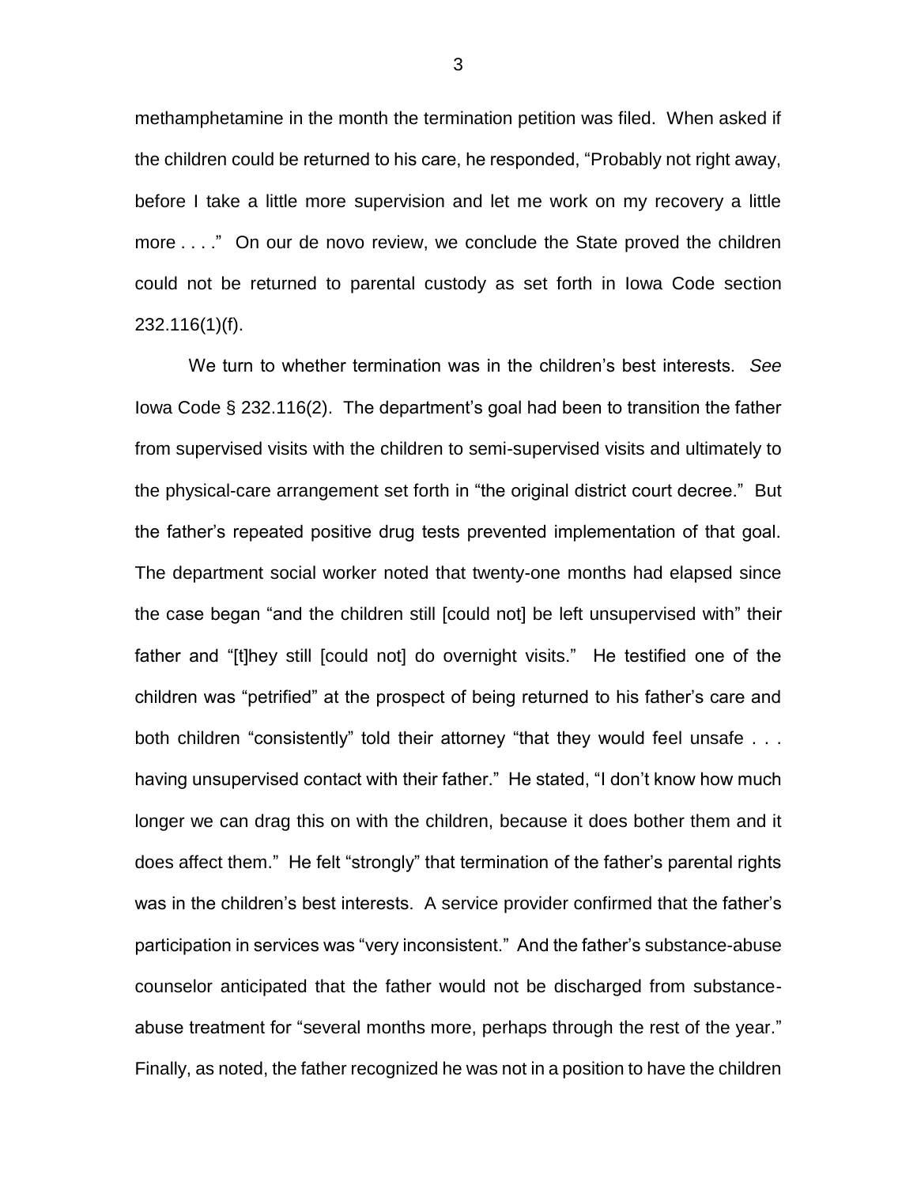methamphetamine in the month the termination petition was filed. When asked if the children could be returned to his care, he responded, "Probably not right away, before I take a little more supervision and let me work on my recovery a little more . . . ." On our de novo review, we conclude the State proved the children could not be returned to parental custody as set forth in Iowa Code section 232.116(1)(f).

We turn to whether termination was in the children's best interests. *See* Iowa Code § 232.116(2). The department's goal had been to transition the father from supervised visits with the children to semi-supervised visits and ultimately to the physical-care arrangement set forth in "the original district court decree." But the father's repeated positive drug tests prevented implementation of that goal. The department social worker noted that twenty-one months had elapsed since the case began "and the children still [could not] be left unsupervised with" their father and "[t]hey still [could not] do overnight visits." He testified one of the children was "petrified" at the prospect of being returned to his father's care and both children "consistently" told their attorney "that they would feel unsafe . . . having unsupervised contact with their father." He stated, "I don't know how much longer we can drag this on with the children, because it does bother them and it does affect them." He felt "strongly" that termination of the father's parental rights was in the children's best interests. A service provider confirmed that the father's participation in services was "very inconsistent." And the father's substance-abuse counselor anticipated that the father would not be discharged from substance-abuse treatment for "several months more, perhaps through the rest of the year." Finally, as noted, the father recognized he was not in a position to have the children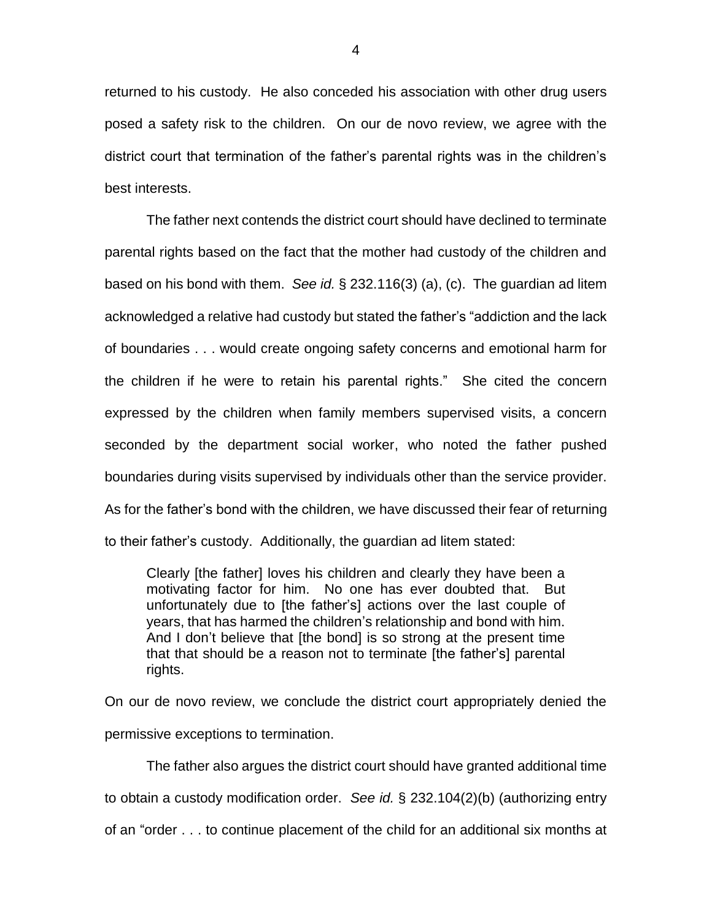returned to his custody. He also conceded his association with other drug users posed a safety risk to the children. On our de novo review, we agree with the district court that termination of the father's parental rights was in the children's best interests.

The father next contends the district court should have declined to terminate parental rights based on the fact that the mother had custody of the children and based on his bond with them. *See id.* § 232.116(3) (a), (c). The guardian ad litem acknowledged a relative had custody but stated the father's "addiction and the lack of boundaries . . . would create ongoing safety concerns and emotional harm for the children if he were to retain his parental rights." She cited the concern expressed by the children when family members supervised visits, a concern seconded by the department social worker, who noted the father pushed boundaries during visits supervised by individuals other than the service provider. As for the father's bond with the children, we have discussed their fear of returning to their father's custody. Additionally, the guardian ad litem stated:

> Clearly [the father] loves his children and clearly they have been a motivating factor for him. No one has ever doubted that. But unfortunately due to [the father's] actions over the last couple of years, that has harmed the children's relationship and bond with him. And I don't believe that [the bond] is so strong at the present time that that should be a reason not to terminate [the father's] parental rights.

On our de novo review, we conclude the district court appropriately denied the permissive exceptions to termination.

The father also argues the district court should have granted additional time to obtain a custody modification order. *See id.* § 232.104(2)(b) (authorizing entry of an "order . . . to continue placement of the child for an additional six months at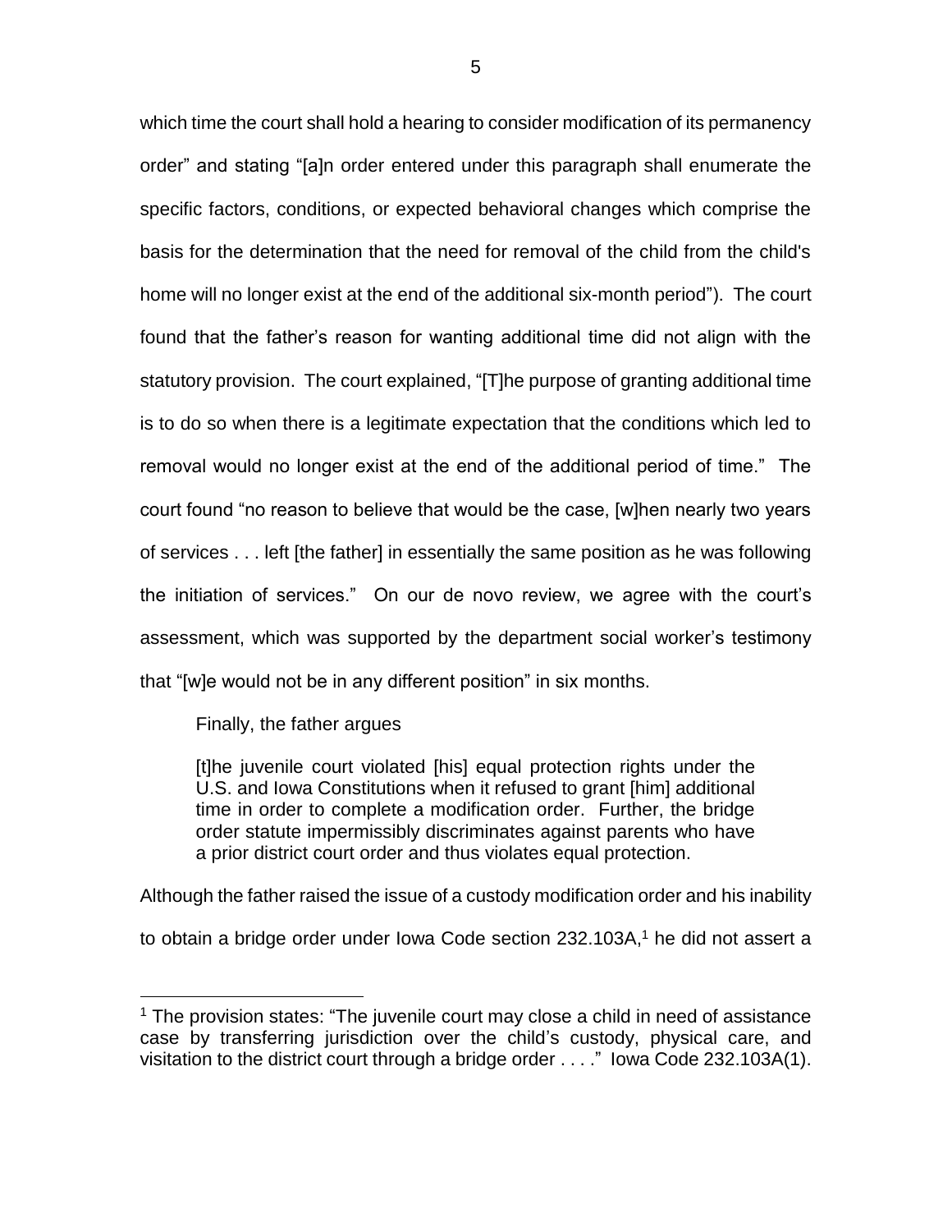which time the court shall hold a hearing to consider modification of its permanency order" and stating "[a]n order entered under this paragraph shall enumerate the specific factors, conditions, or expected behavioral changes which comprise the basis for the determination that the need for removal of the child from the child's home will no longer exist at the end of the additional six-month period"). The court found that the father's reason for wanting additional time did not align with the statutory provision. The court explained, "[T]he purpose of granting additional time is to do so when there is a legitimate expectation that the conditions which led to removal would no longer exist at the end of the additional period of time." The court found "no reason to believe that would be the case, [w]hen nearly two years of services . . . left [the father] in essentially the same position as he was following the initiation of services." On our de novo review, we agree with the court's assessment, which was supported by the department social worker's testimony that "[w]e would not be in any different position" in six months.

Finally, the father argues

> [t]he juvenile court violated [his] equal protection rights under the U.S. and Iowa Constitutions when it refused to grant [him] additional time in order to complete a modification order. Further, the bridge order statute impermissibly discriminates against parents who have a prior district court order and thus violates equal protection.

Although the father raised the issue of a custody modification order and his inability to obtain a bridge order under Iowa Code section 232.103A,[1] he did not assert a

---

[1] The provision states: "The juvenile court may close a child in need of assistance case by transferring jurisdiction over the child's custody, physical care, and visitation to the district court through a bridge order . . . ." Iowa Code 232.103A(1).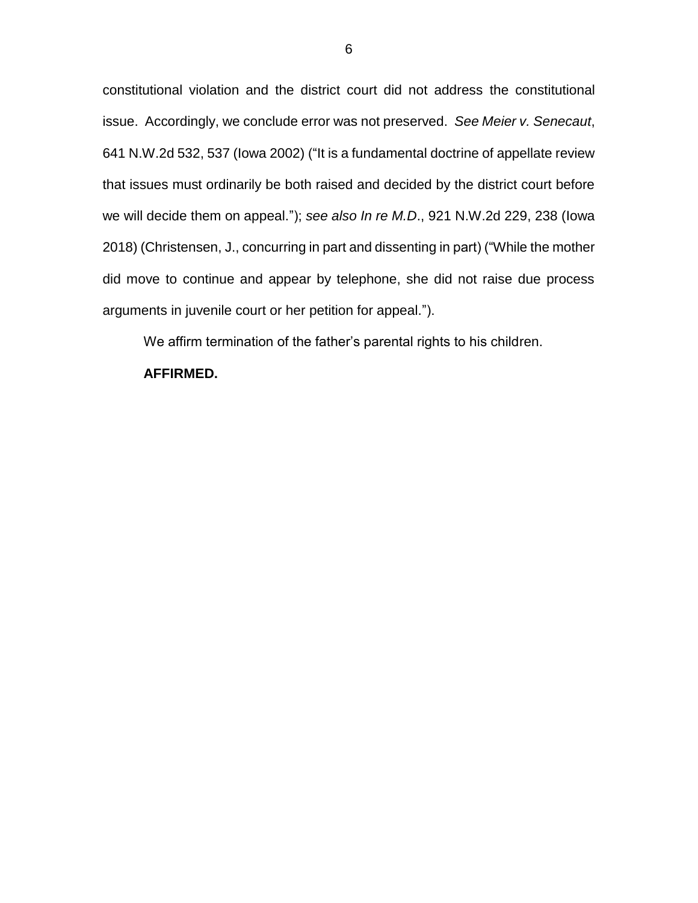constitutional violation and the district court did not address the constitutional issue. Accordingly, we conclude error was not preserved. *See Meier v. Senecaut*, 641 N.W.2d 532, 537 (Iowa 2002) ("It is a fundamental doctrine of appellate review that issues must ordinarily be both raised and decided by the district court before we will decide them on appeal."); *see also In re M.D.*, 921 N.W.2d 229, 238 (Iowa 2018) (Christensen, J., concurring in part and dissenting in part) ("While the mother did move to continue and appear by telephone, she did not raise due process arguments in juvenile court or her petition for appeal.").

We affirm termination of the father's parental rights to his children.

**AFFIRMED.**